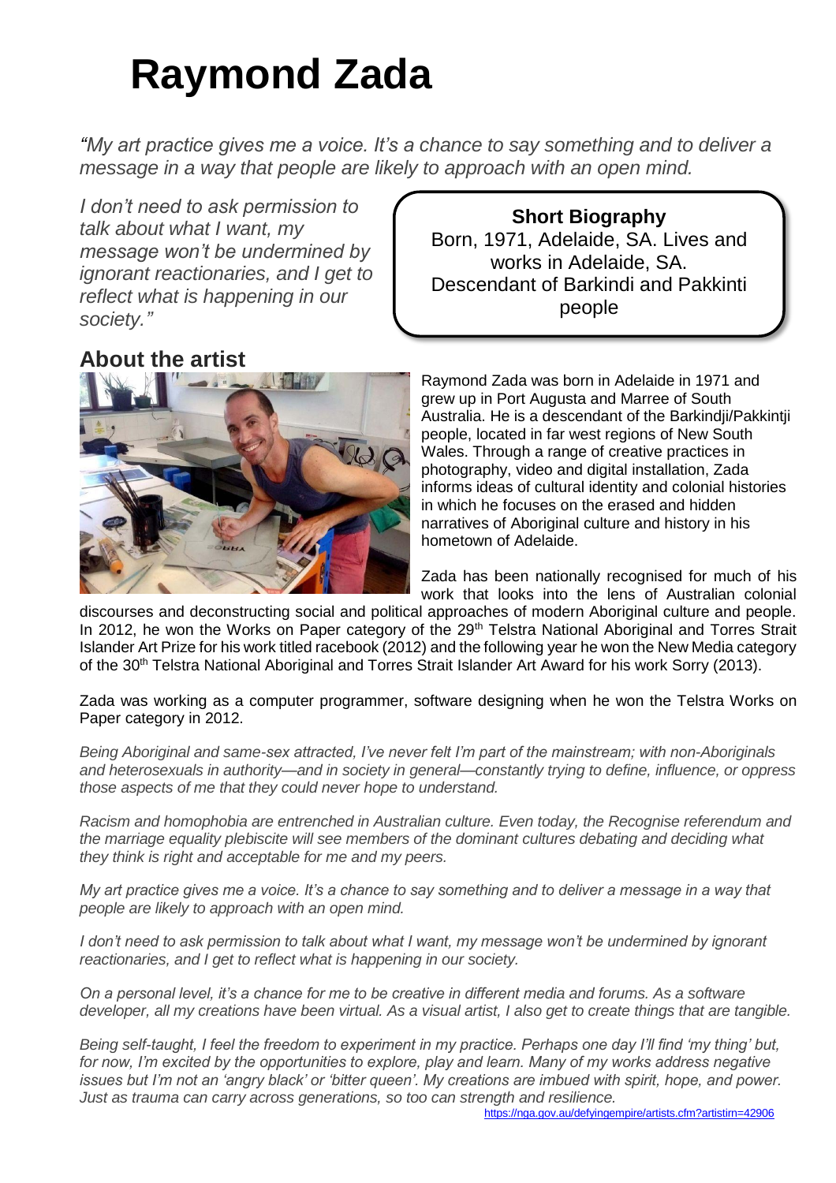# Raymond Zada

*"My art practice gives me a voice. It's a chance to say something and to deliver a message in a way that people are likely to approach with an open mind.*

*I don't need to ask permission to talk about what I want, my message won't be undermined by ignorant reactionaries, and I get to reflect what is happening in our society."*

**Short Biography**
Born, 1971, Adelaide, SA. Lives and works in Adelaide, SA.
Descendant of Barkindi and Pakkinti people

## About the artist

Raymond Zada was born in Adelaide in 1971 and grew up in Port Augusta and Marree of South Australia. He is a descendant of the Barkindji/Pakkintji people, located in far west regions of New South Wales. Through a range of creative practices in photography, video and digital installation, Zada informs ideas of cultural identity and colonial histories in which he focuses on the erased and hidden narratives of Aboriginal culture and history in his hometown of Adelaide.

Zada has been nationally recognised for much of his work that looks into the lens of Australian colonial discourses and deconstructing social and political approaches of modern Aboriginal culture and people. In 2012, he won the Works on Paper category of the 29th Telstra National Aboriginal and Torres Strait Islander Art Prize for his work titled racebook (2012) and the following year he won the New Media category of the 30th Telstra National Aboriginal and Torres Strait Islander Art Award for his work Sorry (2013).

Zada was working as a computer programmer, software designing when he won the Telstra Works on Paper category in 2012.

*Being Aboriginal and same-sex attracted, I've never felt I'm part of the mainstream; with non-Aboriginals and heterosexuals in authority—and in society in general—constantly trying to define, influence, or oppress those aspects of me that they could never hope to understand.*

*Racism and homophobia are entrenched in Australian culture. Even today, the Recognise referendum and the marriage equality plebiscite will see members of the dominant cultures debating and deciding what they think is right and acceptable for me and my peers.*

*My art practice gives me a voice. It's a chance to say something and to deliver a message in a way that people are likely to approach with an open mind.*

*I don't need to ask permission to talk about what I want, my message won't be undermined by ignorant reactionaries, and I get to reflect what is happening in our society.*

*On a personal level, it's a chance for me to be creative in different media and forums. As a software developer, all my creations have been virtual. As a visual artist, I also get to create things that are tangible.*

*Being self-taught, I feel the freedom to experiment in my practice. Perhaps one day I'll find 'my thing' but, for now, I'm excited by the opportunities to explore, play and learn. Many of my works address negative issues but I'm not an 'angry black' or 'bitter queen'. My creations are imbued with spirit, hope, and power. Just as trauma can carry across generations, so too can strength and resilience.*

https://nga.gov.au/defyingempire/artists.cfm?artistirn=42906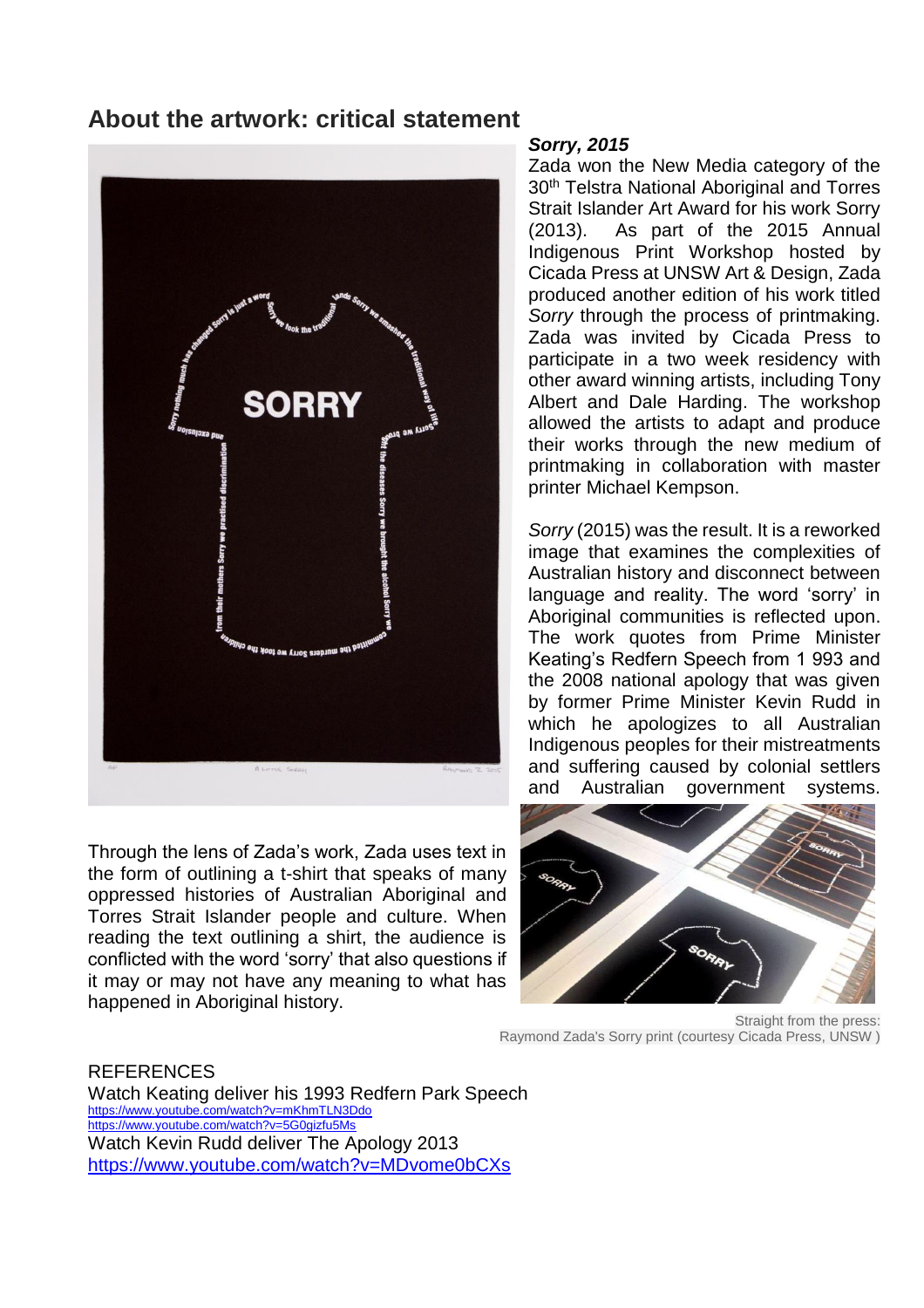## About the artwork: critical statement

***Sorry, 2015***

Zada won the New Media category of the 30th Telstra National Aboriginal and Torres Strait Islander Art Award for his work Sorry (2013). As part of the 2015 Annual Indigenous Print Workshop hosted by Cicada Press at UNSW Art & Design, Zada produced another edition of his work titled *Sorry* through the process of printmaking. Zada was invited by Cicada Press to participate in a two week residency with other award winning artists, including Tony Albert and Dale Harding. The workshop allowed the artists to adapt and produce their works through the new medium of printmaking in collaboration with master printer Michael Kempson.

*Sorry* (2015) was the result. It is a reworked image that examines the complexities of Australian history and disconnect between language and reality. The word 'sorry' in Aboriginal communities is reflected upon. The work quotes from Prime Minister Keating's Redfern Speech from 1 993 and the 2008 national apology that was given by former Prime Minister Kevin Rudd in which he apologizes to all Australian Indigenous peoples for their mistreatments and suffering caused by colonial settlers and Australian government systems.

Through the lens of Zada's work, Zada uses text in the form of outlining a t-shirt that speaks of many oppressed histories of Australian Aboriginal and Torres Strait Islander people and culture. When reading the text outlining a shirt, the audience is conflicted with the word 'sorry' that also questions if it may or may not have any meaning to what has happened in Aboriginal history.

Straight from the press:
Raymond Zada's Sorry print (courtesy Cicada Press, UNSW )

REFERENCES

Watch Keating deliver his 1993 Redfern Park Speech
https://www.youtube.com/watch?v=mKhmTLN3Ddo
https://www.youtube.com/watch?v=5G0gizfu5Ms

Watch Kevin Rudd deliver The Apology 2013
https://www.youtube.com/watch?v=MDvome0bCXs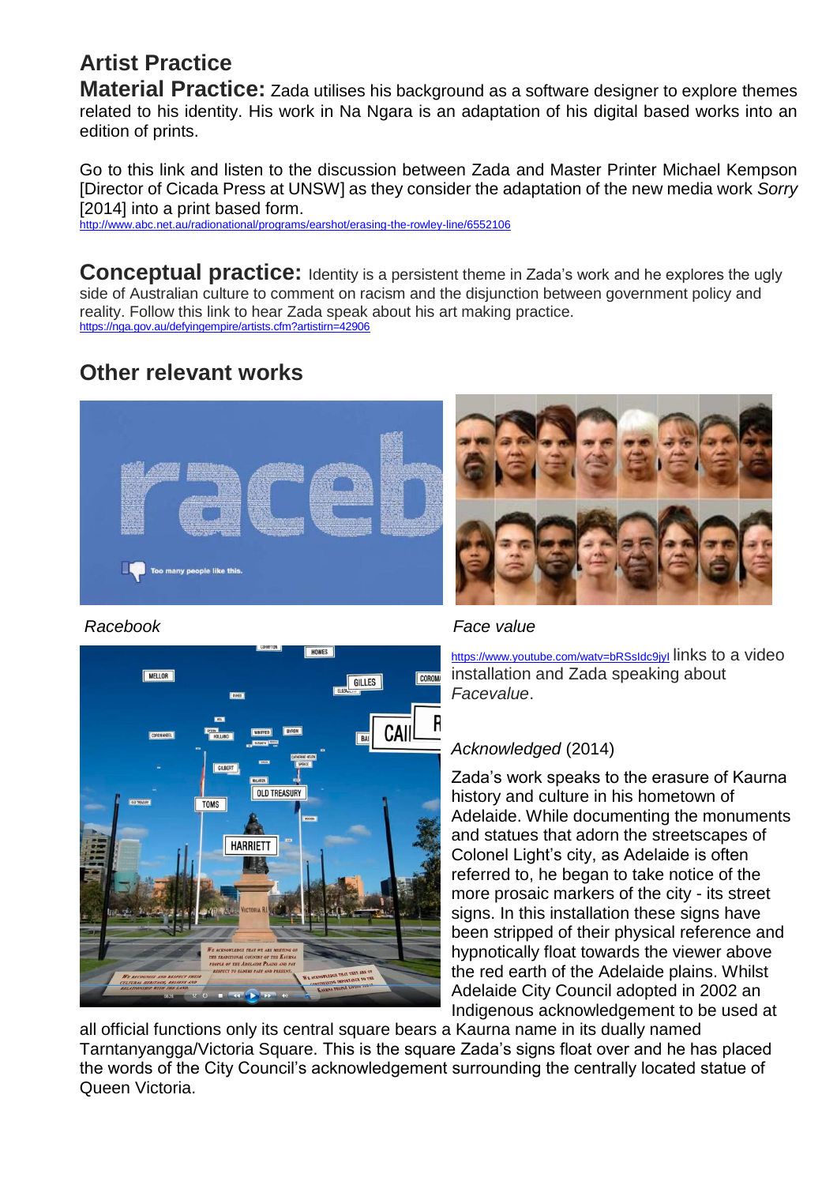## Artist Practice

**Material Practice:** Zada utilises his background as a software designer to explore themes related to his identity. His work in Na Ngara is an adaptation of his digital based works into an edition of prints.

Go to this link and listen to the discussion between Zada and Master Printer Michael Kempson [Director of Cicada Press at UNSW] as they consider the adaptation of the new media work *Sorry* [2014] into a print based form.
http://www.abc.net.au/radionational/programs/earshot/erasing-the-rowley-line/6552106

**Conceptual practice:** Identity is a persistent theme in Zada's work and he explores the ugly side of Australian culture to comment on racism and the disjunction between government policy and reality. Follow this link to hear Zada speak about his art making practice.
https://nga.gov.au/defyingempire/artists.cfm?artistirn=42906

## Other relevant works

*Racebook*

*Face value*

https://www.youtube.com/watv=bRSsIdc9jyI links to a video installation and Zada speaking about *Facevalue*.

*Acknowledged* (2014)

Zada's work speaks to the erasure of Kaurna history and culture in his hometown of Adelaide. While documenting the monuments and statues that adorn the streetscapes of Colonel Light's city, as Adelaide is often referred to, he began to take notice of the more prosaic markers of the city - its street signs. In this installation these signs have been stripped of their physical reference and hypnotically float towards the viewer above the red earth of the Adelaide plains. Whilst Adelaide City Council adopted in 2002 an Indigenous acknowledgement to be used at all official functions only its central square bears a Kaurna name in its dually named Tarntanyangga/Victoria Square. This is the square Zada's signs float over and he has placed the words of the City Council's acknowledgement surrounding the centrally located statue of Queen Victoria.